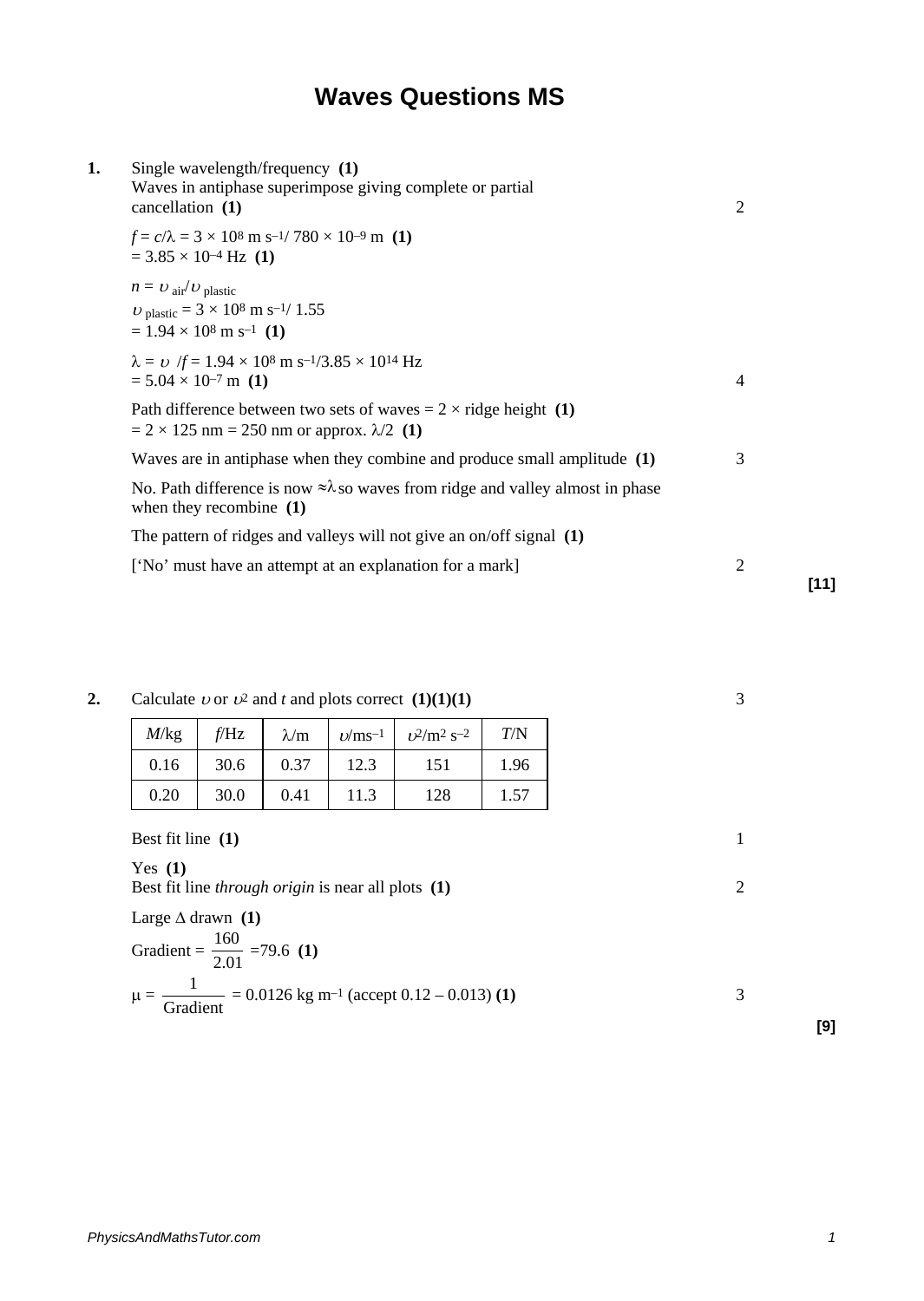# Waves Questions MS

**1.** Single wavelength/frequency **(1)**
Waves in antiphase superimpose giving complete or partial cancellation **(1)** — 2

$f = c/\lambda = 3 \times 10^8 \text{ m s}^{-1} / 780 \times 10^{-9} \text{ m}$ **(1)**
$= 3.85 \times 10^{-4}$ Hz **(1)**

$n = \upsilon_{air}/\upsilon_{plastic}$
$\upsilon_{plastic} = 3 \times 10^8 \text{ m s}^{-1} / 1.55$
$= 1.94 \times 10^8 \text{ m s}^{-1}$ **(1)**

$\lambda = \upsilon / f = 1.94 \times 10^8 \text{ m s}^{-1} / 3.85 \times 10^{14}$ Hz
$= 5.04 \times 10^{-7}$ m **(1)** — 4

Path difference between two sets of waves = 2 × ridge height **(1)**
= 2 × 125 nm = 250 nm or approx. $\lambda/2$ **(1)**

Waves are in antiphase when they combine and produce small amplitude **(1)** — 3

No. Path difference is now $\approx\lambda$ so waves from ridge and valley almost in phase when they recombine **(1)**

The pattern of ridges and valleys will not give an on/off signal **(1)**

['No' must have an attempt at an explanation for a mark] — 2

**[11]**

**2.** Calculate $\upsilon$ or $\upsilon^2$ and *t* and plots correct **(1)(1)(1)** — 3

| *M*/kg | *f*/Hz | $\lambda$/m | $\upsilon$/ms$^{-1}$ | $\upsilon^2$/m$^2$ s$^{-2}$ | *T*/N |
|---|---|---|---|---|---|
| 0.16 | 30.6 | 0.37 | 12.3 | 151 | 1.96 |
| 0.20 | 30.0 | 0.41 | 11.3 | 128 | 1.57 |

Best fit line **(1)** — 1

Yes **(1)**
Best fit line *through origin* is near all plots **(1)** — 2

Large $\Delta$ drawn **(1)**

Gradient = $\frac{160}{2.01}$ =79.6 **(1)**

$\mu = \frac{1}{\text{Gradient}}$ = 0.0126 kg m$^{-1}$ (accept 0.12 – 0.013) **(1)** — 3

**[9]**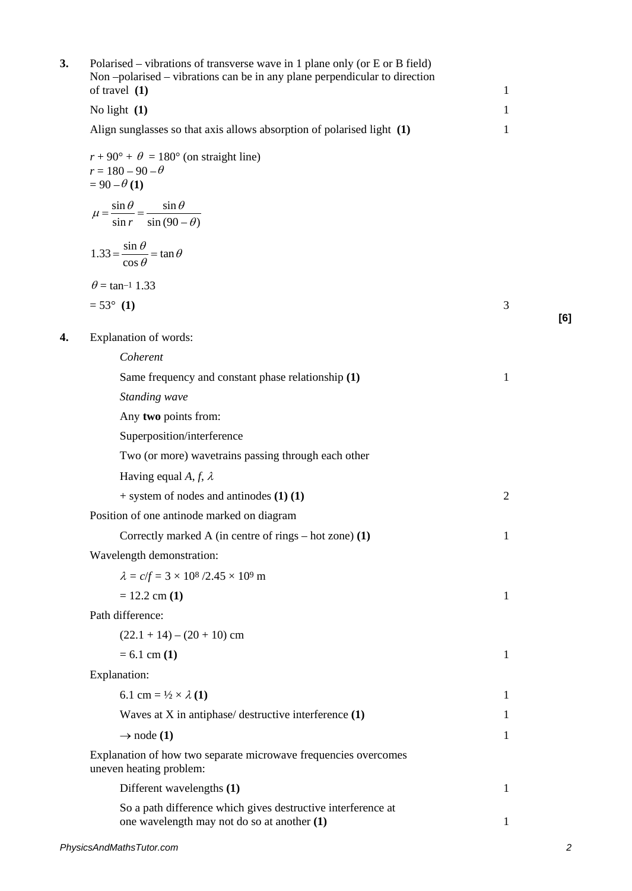**3.** Polarised – vibrations of transverse wave in 1 plane only (or E or B field)
Non –polarised – vibrations can be in any plane perpendicular to direction of travel **(1)** — 1

No light **(1)** — 1

Align sunglasses so that axis allows absorption of polarised light **(1)** — 1

$r + 90° + \theta = 180°$ (on straight line)
$r = 180 - 90 - \theta$
$= 90 - \theta$ **(1)**

$$\mu = \frac{\sin\theta}{\sin r} = \frac{\sin\theta}{\sin(90 - \theta)}$$

$$1.33 = \frac{\sin\theta}{\cos\theta} = \tan\theta$$

$\theta = \tan^{-1} 1.33$

$= 53°$ **(1)** — 3

**[6]**

**4.** Explanation of words:

*Coherent*

Same frequency and constant phase relationship **(1)** — 1

*Standing wave*

Any **two** points from:

Superposition/interference

Two (or more) wavetrains passing through each other

Having equal $A$, $f$, $\lambda$

+ system of nodes and antinodes **(1) (1)** — 2

Position of one antinode marked on diagram

Correctly marked A (in centre of rings – hot zone) **(1)** — 1

Wavelength demonstration:

$\lambda = c/f = 3 \times 10^8 / 2.45 \times 10^9$ m

$= 12.2$ cm **(1)** — 1

Path difference:

$(22.1 + 14) - (20 + 10)$ cm

$= 6.1$ cm **(1)** — 1

Explanation:

$6.1 \text{ cm} = \frac{1}{2} \times \lambda$ **(1)** — 1

Waves at X in antiphase/ destructive interference **(1)** — 1

$\rightarrow$ node **(1)** — 1

Explanation of how two separate microwave frequencies overcomes uneven heating problem:

Different wavelengths **(1)** — 1

So a path difference which gives destructive interference at one wavelength may not do so at another **(1)** — 1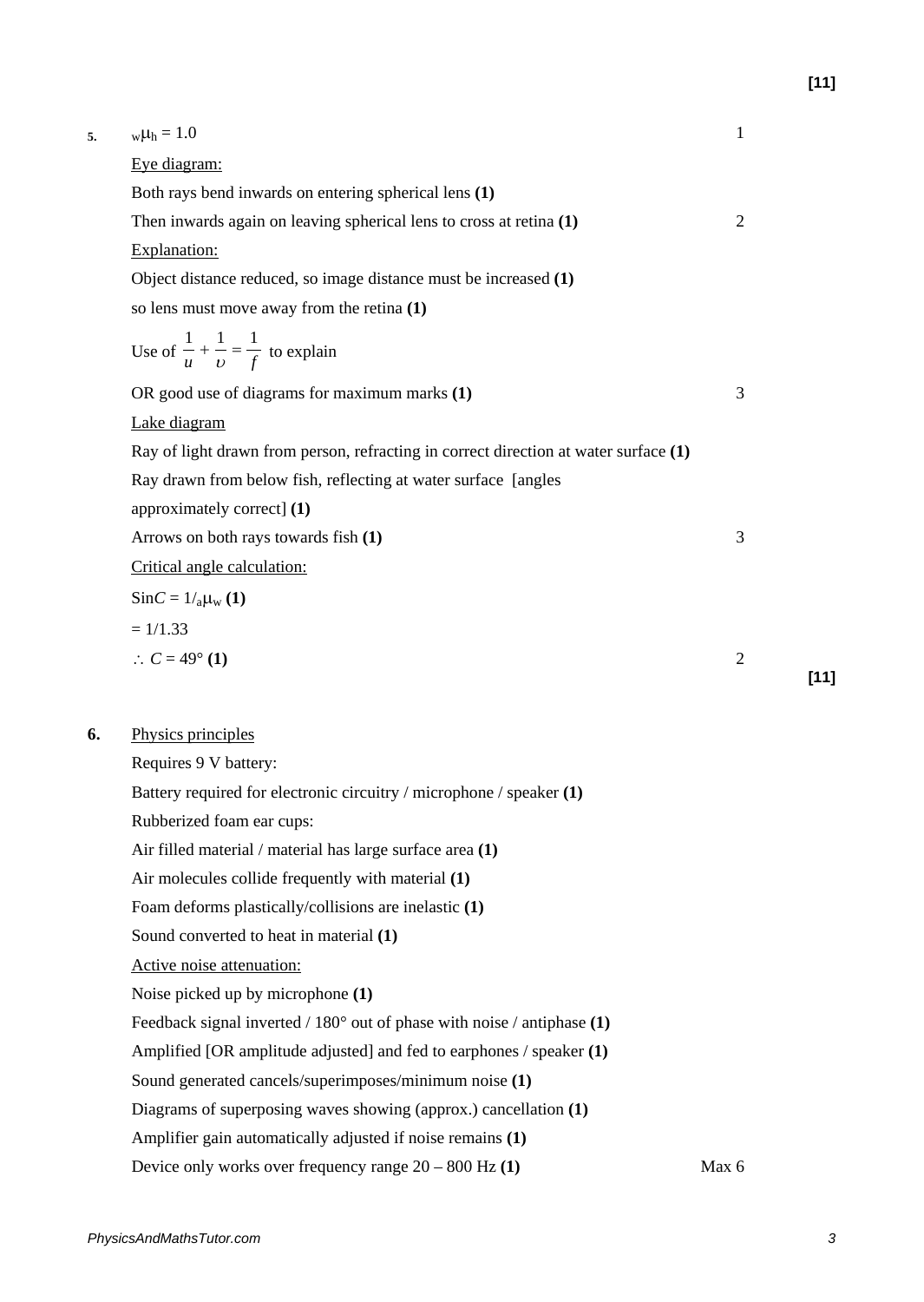**[11]**

**5.** $_{w}\mu_{h} = 1.0$ — 1

<u>Eye diagram:</u>

Both rays bend inwards on entering spherical lens **(1)**

Then inwards again on leaving spherical lens to cross at retina **(1)** — 2

<u>Explanation:</u>

Object distance reduced, so image distance must be increased **(1)**

so lens must move away from the retina **(1)**

Use of $\frac{1}{u} + \frac{1}{\upsilon} = \frac{1}{f}$ to explain

OR good use of diagrams for maximum marks **(1)** — 3

<u>Lake diagram</u>

Ray of light drawn from person, refracting in correct direction at water surface **(1)**

Ray drawn from below fish, reflecting at water surface [angles approximately correct] **(1)**

Arrows on both rays towards fish **(1)** — 3

<u>Critical angle calculation:</u>

$\text{Sin}C = 1/_{a}\mu_{w}$ **(1)**

$= 1/1.33$

$\therefore C = 49°$ **(1)** — 2

**[11]**

**6.** <u>Physics principles</u>

Requires 9 V battery:

Battery required for electronic circuitry / microphone / speaker **(1)**

Rubberized foam ear cups:

Air filled material / material has large surface area **(1)**

Air molecules collide frequently with material **(1)**

Foam deforms plastically/collisions are inelastic **(1)**

Sound converted to heat in material **(1)**

<u>Active noise attenuation:</u>

Noise picked up by microphone **(1)**

Feedback signal inverted / 180° out of phase with noise / antiphase **(1)**

Amplified [OR amplitude adjusted] and fed to earphones / speaker **(1)**

Sound generated cancels/superimposes/minimum noise **(1)**

Diagrams of superposing waves showing (approx.) cancellation **(1)**

Amplifier gain automatically adjusted if noise remains **(1)**

Device only works over frequency range 20 – 800 Hz **(1)** — Max 6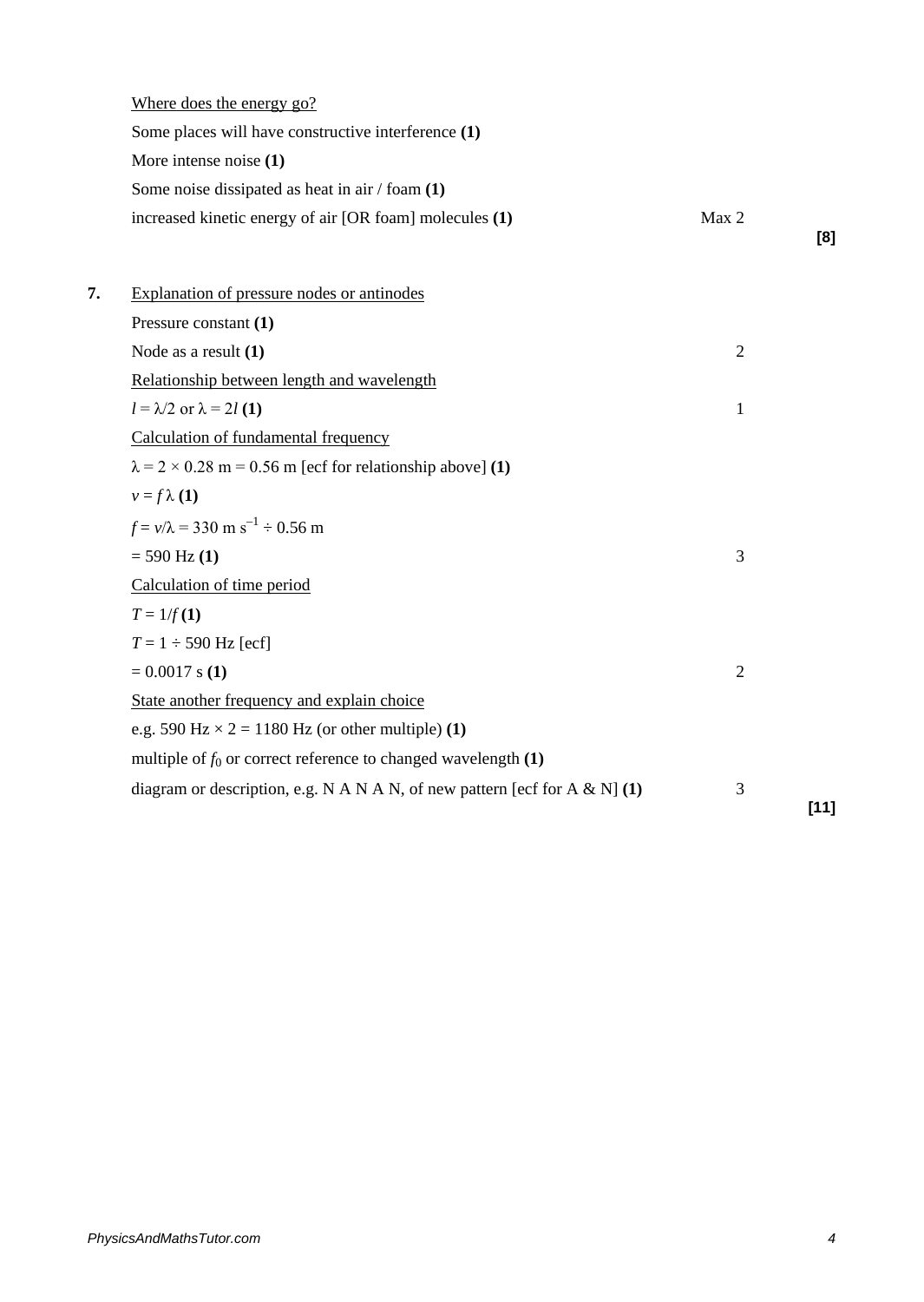Where does the energy go?

Some places will have constructive interference **(1)**

More intense noise **(1)**

Some noise dissipated as heat in air / foam **(1)**

increased kinetic energy of air [OR foam] molecules **(1)** Max 2

**[8]**

**7.** Explanation of pressure nodes or antinodes

Pressure constant **(1)**

Node as a result **(1)** 2

Relationship between length and wavelength

$l = \lambda/2$ or $\lambda = 2l$ **(1)** 1

Calculation of fundamental frequency

$\lambda = 2 \times 0.28$ m = 0.56 m [ecf for relationship above] **(1)**

$v = f\lambda$ **(1)**

$f = v/\lambda = 330 \text{ m s}^{-1} \div 0.56 \text{ m}$

= 590 Hz **(1)** 3

Calculation of time period

$T = 1/f$ **(1)**

$T = 1 \div 590$ Hz [ecf]

= 0.0017 s **(1)** 2

State another frequency and explain choice

e.g. 590 Hz × 2 = 1180 Hz (or other multiple) **(1)**

multiple of $f_0$ or correct reference to changed wavelength **(1)**

diagram or description, e.g. N A N A N, of new pattern [ecf for A & N] **(1)** 3

**[11]**